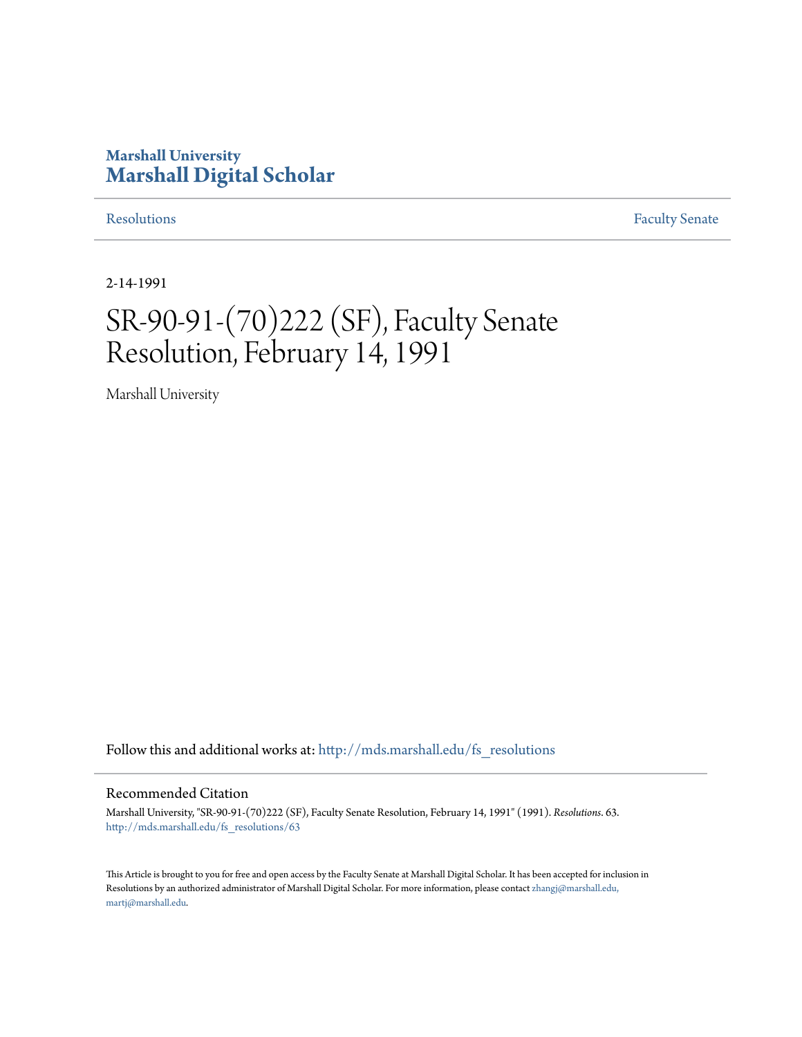Marshall University

# Marshall Digital Scholar

Resolutions | Faculty Senate

2-14-1991

# SR-90-91-(70)222 (SF), Faculty Senate Resolution, February 14, 1991

Marshall University

Follow this and additional works at: http://mds.marshall.edu/fs_resolutions

## Recommended Citation

Marshall University, "SR-90-91-(70)222 (SF), Faculty Senate Resolution, February 14, 1991" (1991). *Resolutions*. 63.
http://mds.marshall.edu/fs_resolutions/63

This Article is brought to you for free and open access by the Faculty Senate at Marshall Digital Scholar. It has been accepted for inclusion in Resolutions by an authorized administrator of Marshall Digital Scholar. For more information, please contact zhangj@marshall.edu, martj@marshall.edu.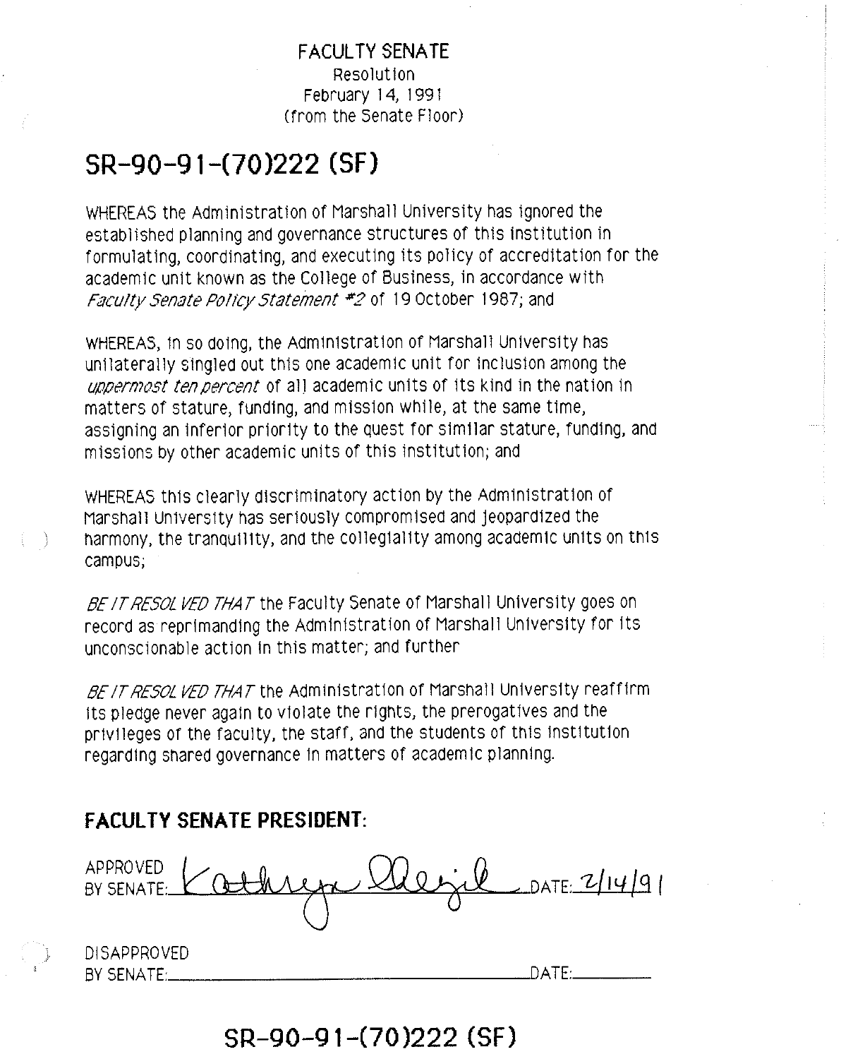FACULTY SENATE
Resolution
February 14, 1991
(from the Senate Floor)

# SR-90-91-(70)222 (SF)

WHEREAS the Administration of Marshall University has ignored the established planning and governance structures of this institution in formulating, coordinating, and executing its policy of accreditation for the academic unit known as the College of Business, in accordance with *Faculty Senate Policy Statement #2* of 19 October 1987; and

WHEREAS, in so doing, the Administration of Marshall University has unilaterally singled out this one academic unit for inclusion among the *uppermost ten percent* of all academic units of its kind in the nation in matters of stature, funding, and mission while, at the same time, assigning an inferior priority to the quest for similar stature, funding, and missions by other academic units of this institution; and

WHEREAS this clearly discriminatory action by the Administration of Marshall University has seriously compromised and jeopardized the harmony, the tranquility, and the collegiality among academic units on this campus;

*BE IT RESOLVED THAT* the Faculty Senate of Marshall University goes on record as reprimanding the Administration of Marshall University for its unconscionable action in this matter; and further

*BE IT RESOLVED THAT* the Administration of Marshall University reaffirm its pledge never again to violate the rights, the prerogatives and the privileges of the faculty, the staff, and the students of this institution regarding shared governance in matters of academic planning.

## FACULTY SENATE PRESIDENT:

APPROVED BY SENATE: Kathryn Chezik DATE: 2/14/91

DISAPPROVED BY SENATE: ______________________ DATE: ________

SR-90-91-(70)222 (SF)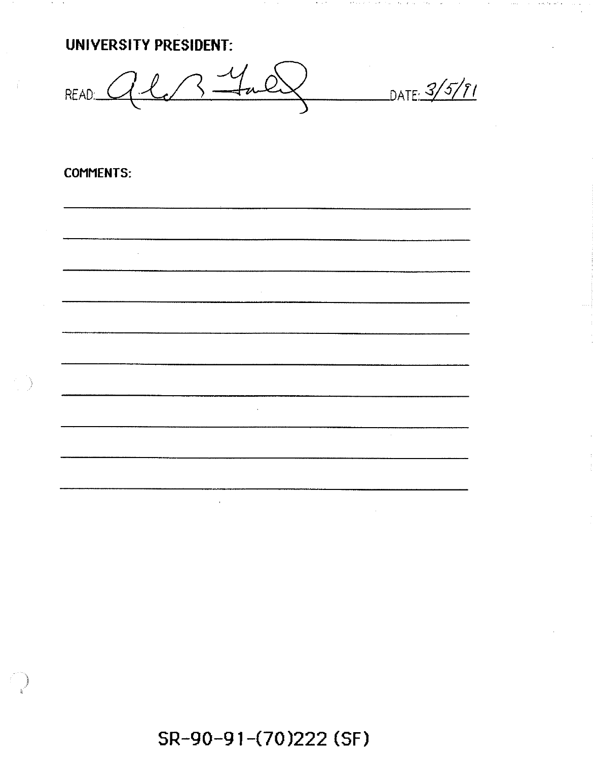**UNIVERSITY PRESIDENT:**

READ: [signature] DATE: 3/5/91

**COMMENTS:**

SR-90-91-(70)222 (SF)